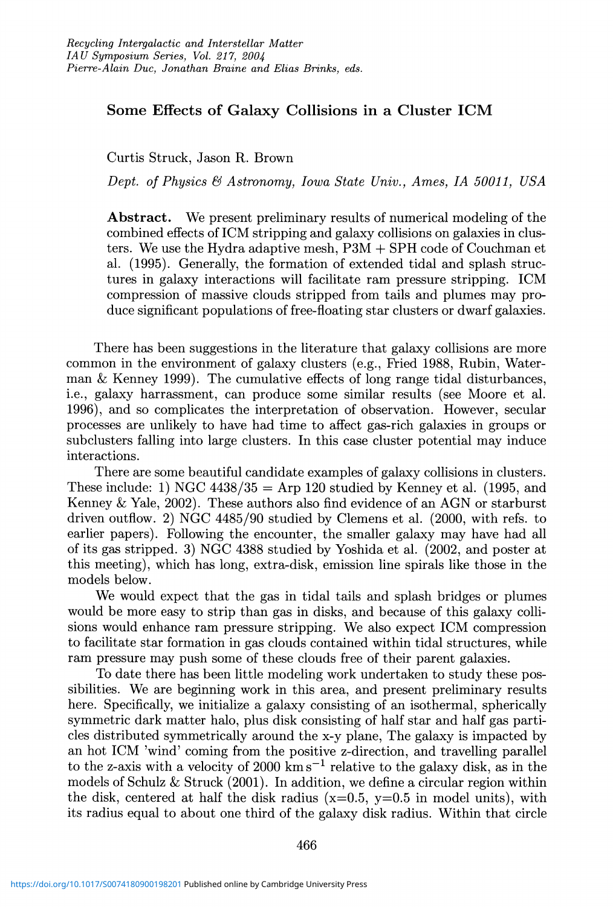# Some Effects of Galaxy Collisions in a Cluster ICM

Curtis Struck, Jason R. Brown

*Dept. of Physics & Astronomy, Iowa State Univ., Ames, IA 50011, USA*

**Abstract.** We present preliminary results of numerical modeling of the combined effects of ICM stripping and galaxy collisions on galaxies in clusters. We use the Hydra adaptive mesh, P3M + SPH code of Couchman et al. (1995). Generally, the formation of extended tidal and splash structures in galaxy interactions will facilitate ram pressure stripping. ICM compression of massive clouds stripped from tails and plumes may produce significant populations of free-floating star clusters or dwarf galaxies.

There has been suggestions in the literature that galaxy collisions are more common in the environment of galaxy clusters (e.g., Fried 1988, Rubin, Waterman & Kenney 1999). The cumulative effects of long range tidal disturbances, i.e., galaxy harrassment, can produce some similar results (see Moore et al. 1996), and so complicates the interpretation of observation. However, secular processes are unlikely to have had time to affect gas-rich galaxies in groups or subclusters falling into large clusters. In this case cluster potential may induce interactions.

There are some beautiful candidate examples of galaxy collisions in clusters. These include: 1) NGC 4438/35 = Arp 120 studied by Kenney et al. (1995, and Kenney & Yale, 2002). These authors also find evidence of an AGN or starburst driven outflow. 2) NGC 4485/90 studied by Clemens et al. (2000, with refs. to earlier papers). Following the encounter, the smaller galaxy may have had all of its gas stripped. 3) NGC 4388 studied by Yoshida et al. (2002, and poster at this meeting), which has long, extra-disk, emission line spirals like those in the models below.

We would expect that the gas in tidal tails and splash bridges or plumes would be more easy to strip than gas in disks, and because of this galaxy collisions would enhance ram pressure stripping. We also expect ICM compression to facilitate star formation in gas clouds contained within tidal structures, while ram pressure may push some of these clouds free of their parent galaxies.

To date there has been little modeling work undertaken to study these possibilities. We are beginning work in this area, and present preliminary results here. Specifically, we initialize a galaxy consisting of an isothermal, spherically symmetric dark matter halo, plus disk consisting of half star and half gas particles distributed symmetrically around the x-y plane, The galaxy is impacted by an hot ICM 'wind' coming from the positive z-direction, and travelling parallel to the z-axis with a velocity of 2000 $\mathrm{km\,s^{-1}}$ relative to the galaxy disk, as in the models of Schulz & Struck (2001). In addition, we define a circular region within the disk, centered at half the disk radius (x=0.5, y=0.5 in model units), with its radius equal to about one third of the galaxy disk radius. Within that circle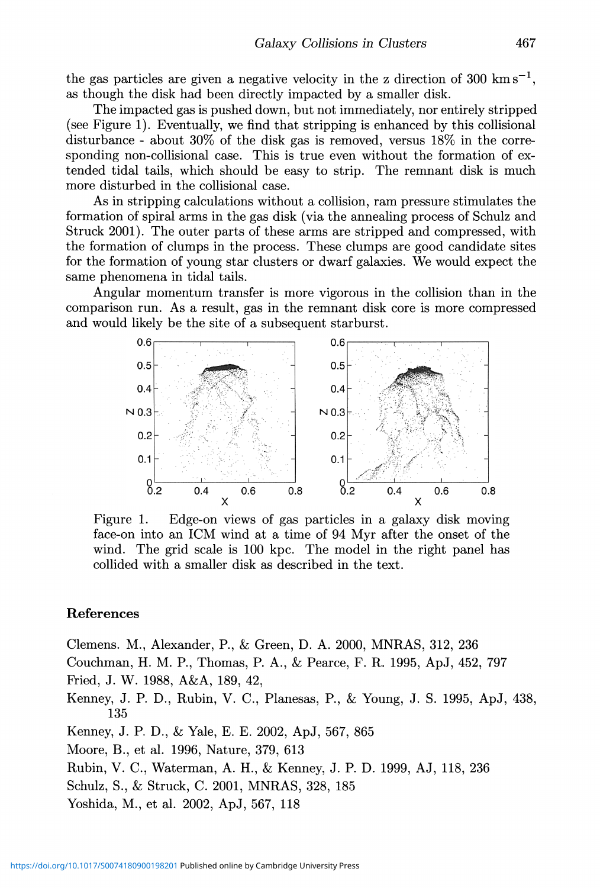the gas particles are given a negative velocity in the z direction of 300 km s$^{-1}$, as though the disk had been directly impacted by a smaller disk.

The impacted gas is pushed down, but not immediately, nor entirely stripped (see Figure 1). Eventually, we find that stripping is enhanced by this collisional disturbance - about 30% of the disk gas is removed, versus 18% in the corresponding non-collisional case. This is true even without the formation of extended tidal tails, which should be easy to strip. The remnant disk is much more disturbed in the collisional case.

As in stripping calculations without a collision, ram pressure stimulates the formation of spiral arms in the gas disk (via the annealing process of Schulz and Struck 2001). The outer parts of these arms are stripped and compressed, with the formation of clumps in the process. These clumps are good candidate sites for the formation of young star clusters or dwarf galaxies. We would expect the same phenomena in tidal tails.

Angular momentum transfer is more vigorous in the collision than in the comparison run. As a result, gas in the remnant disk core is more compressed and would likely be the site of a subsequent starburst.

0.6
0.5
0.4
N 0.3
0.2
0.1
0
0.2 0.4 0.6 0.8
X

0.6
0.5
0.4
N 0.3
0.2
0.1
0
0.2 0.4 0.6 0.8
X

Figure 1. Edge-on views of gas particles in a galaxy disk moving face-on into an ICM wind at a time of 94 Myr after the onset of the wind. The grid scale is 100 kpc. The model in the right panel has collided with a smaller disk as described in the text.

## References

Clemens. M., Alexander, P., & Green, D. A. 2000, MNRAS, 312, 236

Couchman, H. M. P., Thomas, P. A., & Pearce, F. R. 1995, ApJ, 452, 797

Fried, J. W. 1988, A&A, 189, 42,

Kenney, J. P. D., Rubin, V. C., Planesas, P., & Young, J. S. 1995, ApJ, 438, 135

Kenney, J. P. D., & Yale, E. E. 2002, ApJ, 567, 865

Moore, B., et al. 1996, Nature, 379, 613

Rubin, V. C., Waterman, A. H., & Kenney, J. P. D. 1999, AJ, 118, 236

Schulz, S., & Struck, C. 2001, MNRAS, 328, 185

Yoshida, M., et al. 2002, ApJ, 567, 118